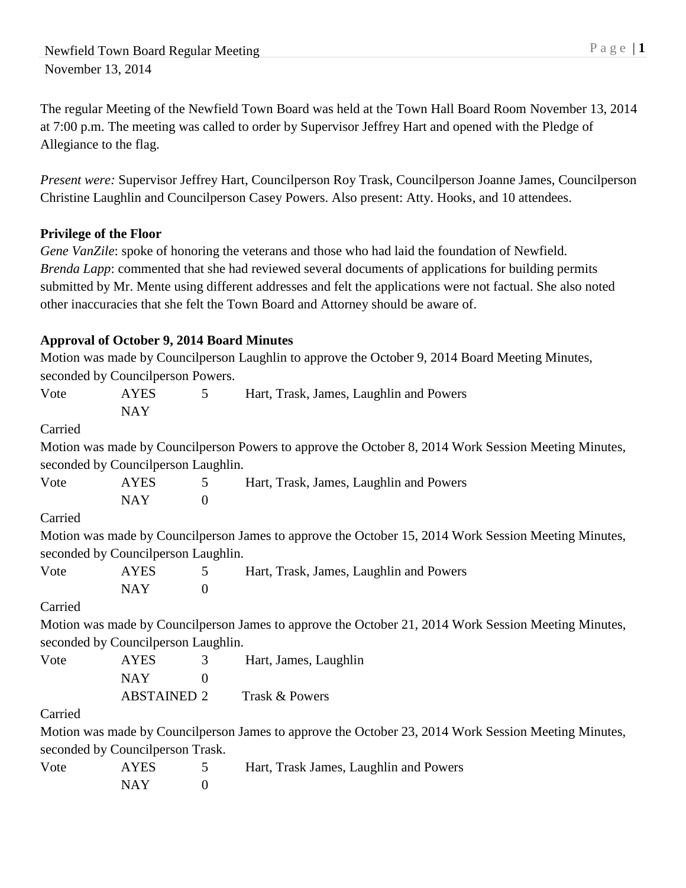Newfield Town Board Regular Meeting
November 13, 2014

The regular Meeting of the Newfield Town Board was held at the Town Hall Board Room November 13, 2014 at 7:00 p.m. The meeting was called to order by Supervisor Jeffrey Hart and opened with the Pledge of Allegiance to the flag.

*Present were:* Supervisor Jeffrey Hart, Councilperson Roy Trask, Councilperson Joanne James, Councilperson Christine Laughlin and Councilperson Casey Powers. Also present: Atty. Hooks, and 10 attendees.

**Privilege of the Floor**

*Gene VanZile*: spoke of honoring the veterans and those who had laid the foundation of Newfield.
*Brenda Lapp*: commented that she had reviewed several documents of applications for building permits submitted by Mr. Mente using different addresses and felt the applications were not factual. She also noted other inaccuracies that she felt the Town Board and Attorney should be aware of.

**Approval of October 9, 2014 Board Minutes**

Motion was made by Councilperson Laughlin to approve the October 9, 2014 Board Meeting Minutes, seconded by Councilperson Powers.

| Vote | AYES | 5 | Hart, Trask, James, Laughlin and Powers |
|---|---|---|---|
| | NAY | | |

Carried

Motion was made by Councilperson Powers to approve the October 8, 2014 Work Session Meeting Minutes, seconded by Councilperson Laughlin.

| Vote | AYES | 5 | Hart, Trask, James, Laughlin and Powers |
|---|---|---|---|
| | NAY | 0 | |

Carried

Motion was made by Councilperson James to approve the October 15, 2014 Work Session Meeting Minutes, seconded by Councilperson Laughlin.

| Vote | AYES | 5 | Hart, Trask, James, Laughlin and Powers |
|---|---|---|---|
| | NAY | 0 | |

Carried

Motion was made by Councilperson James to approve the October 21, 2014 Work Session Meeting Minutes, seconded by Councilperson Laughlin.

| Vote | AYES | 3 | Hart, James, Laughlin |
|---|---|---|---|
| | NAY | 0 | |
| | ABSTAINED | 2 | Trask & Powers |

Carried

Motion was made by Councilperson James to approve the October 23, 2014 Work Session Meeting Minutes, seconded by Councilperson Trask.

| Vote | AYES | 5 | Hart, Trask James, Laughlin and Powers |
|---|---|---|---|
| | NAY | 0 | |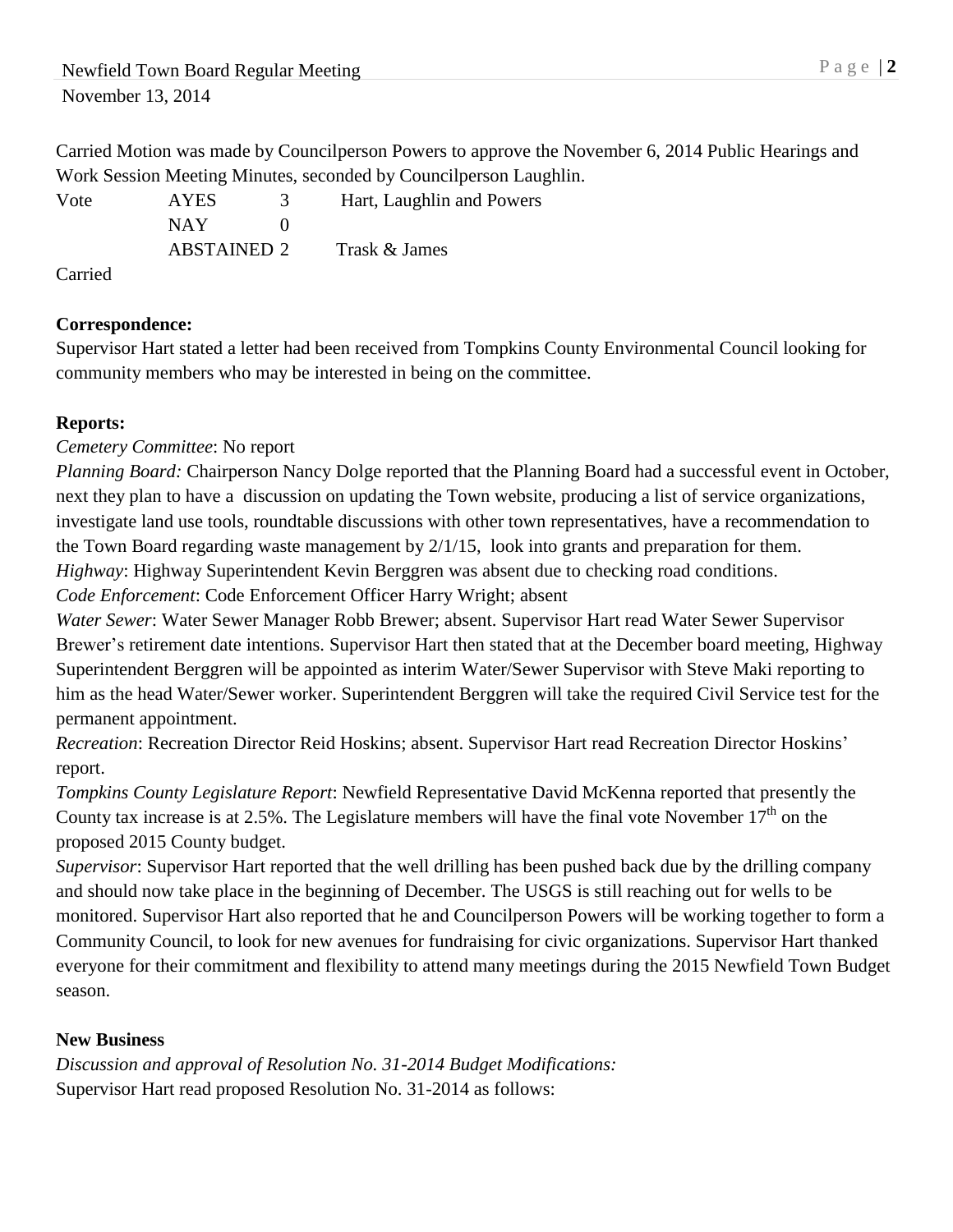Carried Motion was made by Councilperson Powers to approve the November 6, 2014 Public Hearings and Work Session Meeting Minutes, seconded by Councilperson Laughlin.

| Vote | AYES | 3 | Hart, Laughlin and Powers |
|---|---|---|---|
| | NAY | 0 | |
| | ABSTAINED | 2 | Trask & James |

Carried

**Correspondence:**
Supervisor Hart stated a letter had been received from Tompkins County Environmental Council looking for community members who may be interested in being on the committee.

**Reports:**
*Cemetery Committee*: No report
*Planning Board:* Chairperson Nancy Dolge reported that the Planning Board had a successful event in October, next they plan to have a discussion on updating the Town website, producing a list of service organizations, investigate land use tools, roundtable discussions with other town representatives, have a recommendation to the Town Board regarding waste management by 2/1/15, look into grants and preparation for them.
*Highway*: Highway Superintendent Kevin Berggren was absent due to checking road conditions.
*Code Enforcement*: Code Enforcement Officer Harry Wright; absent
*Water Sewer*: Water Sewer Manager Robb Brewer; absent. Supervisor Hart read Water Sewer Supervisor Brewer's retirement date intentions. Supervisor Hart then stated that at the December board meeting, Highway Superintendent Berggren will be appointed as interim Water/Sewer Supervisor with Steve Maki reporting to him as the head Water/Sewer worker. Superintendent Berggren will take the required Civil Service test for the permanent appointment.
*Recreation*: Recreation Director Reid Hoskins; absent. Supervisor Hart read Recreation Director Hoskins' report.
*Tompkins County Legislature Report*: Newfield Representative David McKenna reported that presently the County tax increase is at 2.5%. The Legislature members will have the final vote November 17th on the proposed 2015 County budget.
*Supervisor*: Supervisor Hart reported that the well drilling has been pushed back due by the drilling company and should now take place in the beginning of December. The USGS is still reaching out for wells to be monitored. Supervisor Hart also reported that he and Councilperson Powers will be working together to form a Community Council, to look for new avenues for fundraising for civic organizations. Supervisor Hart thanked everyone for their commitment and flexibility to attend many meetings during the 2015 Newfield Town Budget season.

**New Business**
*Discussion and approval of Resolution No. 31-2014 Budget Modifications:*
Supervisor Hart read proposed Resolution No. 31-2014 as follows: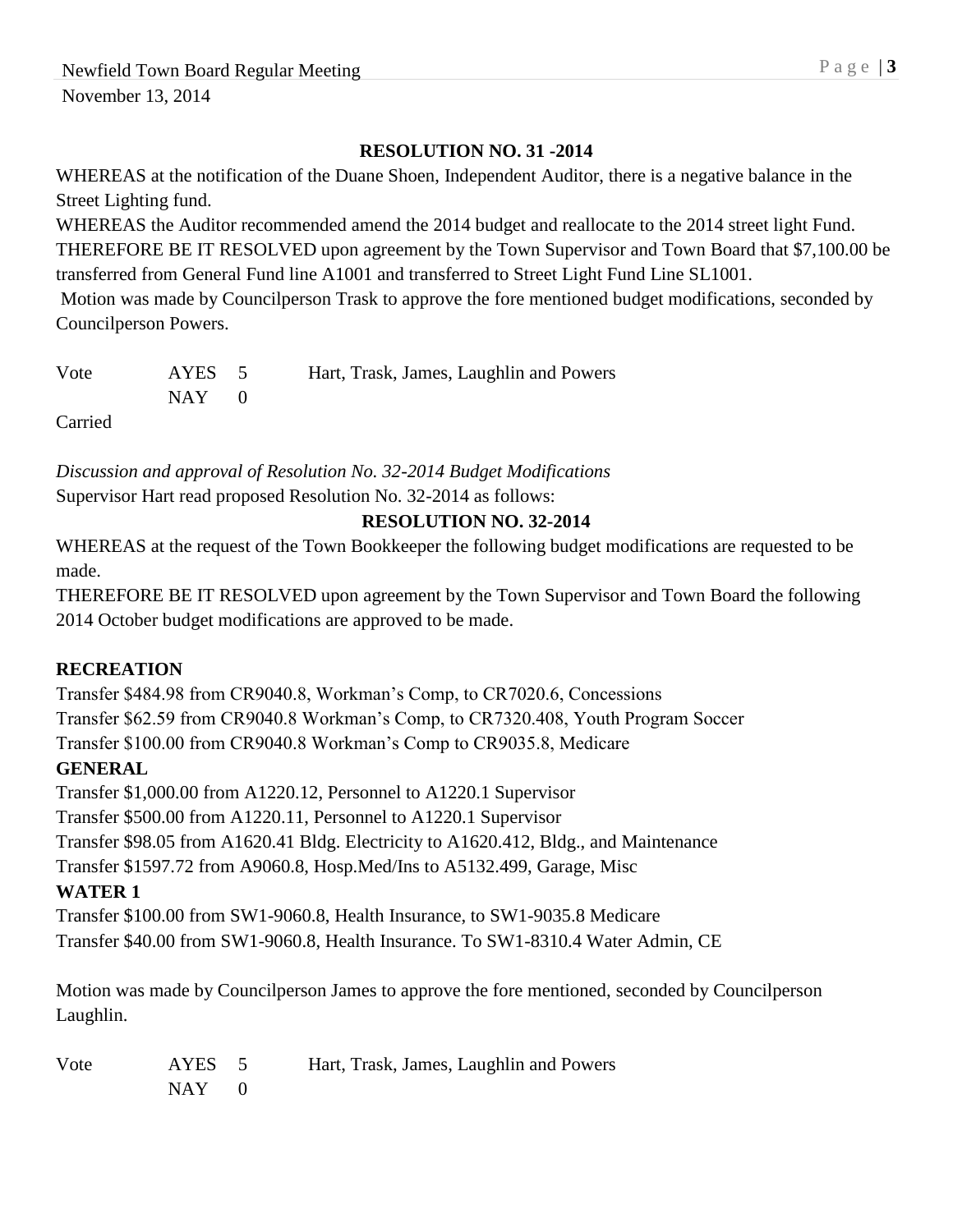**RESOLUTION NO. 31 -2014**

WHEREAS at the notification of the Duane Shoen, Independent Auditor, there is a negative balance in the Street Lighting fund.

WHEREAS the Auditor recommended amend the 2014 budget and reallocate to the 2014 street light Fund.

THEREFORE BE IT RESOLVED upon agreement by the Town Supervisor and Town Board that $7,100.00 be transferred from General Fund line A1001 and transferred to Street Light Fund Line SL1001.

Motion was made by Councilperson Trask to approve the fore mentioned budget modifications, seconded by Councilperson Powers.

| Vote | AYES | 5 | Hart, Trask, James, Laughlin and Powers |
|---|---|---|---|
| | NAY | 0 | |

Carried

*Discussion and approval of Resolution No. 32-2014 Budget Modifications*

Supervisor Hart read proposed Resolution No. 32-2014 as follows:

**RESOLUTION NO. 32-2014**

WHEREAS at the request of the Town Bookkeeper the following budget modifications are requested to be made.

THEREFORE BE IT RESOLVED upon agreement by the Town Supervisor and Town Board the following 2014 October budget modifications are approved to be made.

**RECREATION**

Transfer $484.98 from CR9040.8, Workman's Comp, to CR7020.6, Concessions
Transfer $62.59 from CR9040.8 Workman's Comp, to CR7320.408, Youth Program Soccer
Transfer $100.00 from CR9040.8 Workman's Comp to CR9035.8, Medicare

**GENERAL**

Transfer $1,000.00 from A1220.12, Personnel to A1220.1 Supervisor
Transfer $500.00 from A1220.11, Personnel to A1220.1 Supervisor
Transfer $98.05 from A1620.41 Bldg. Electricity to A1620.412, Bldg., and Maintenance
Transfer $1597.72 from A9060.8, Hosp.Med/Ins to A5132.499, Garage, Misc

**WATER 1**

Transfer $100.00 from SW1-9060.8, Health Insurance, to SW1-9035.8 Medicare
Transfer $40.00 from SW1-9060.8, Health Insurance. To SW1-8310.4 Water Admin, CE

Motion was made by Councilperson James to approve the fore mentioned, seconded by Councilperson Laughlin.

| Vote | AYES | 5 | Hart, Trask, James, Laughlin and Powers |
|---|---|---|---|
| | NAY | 0 | |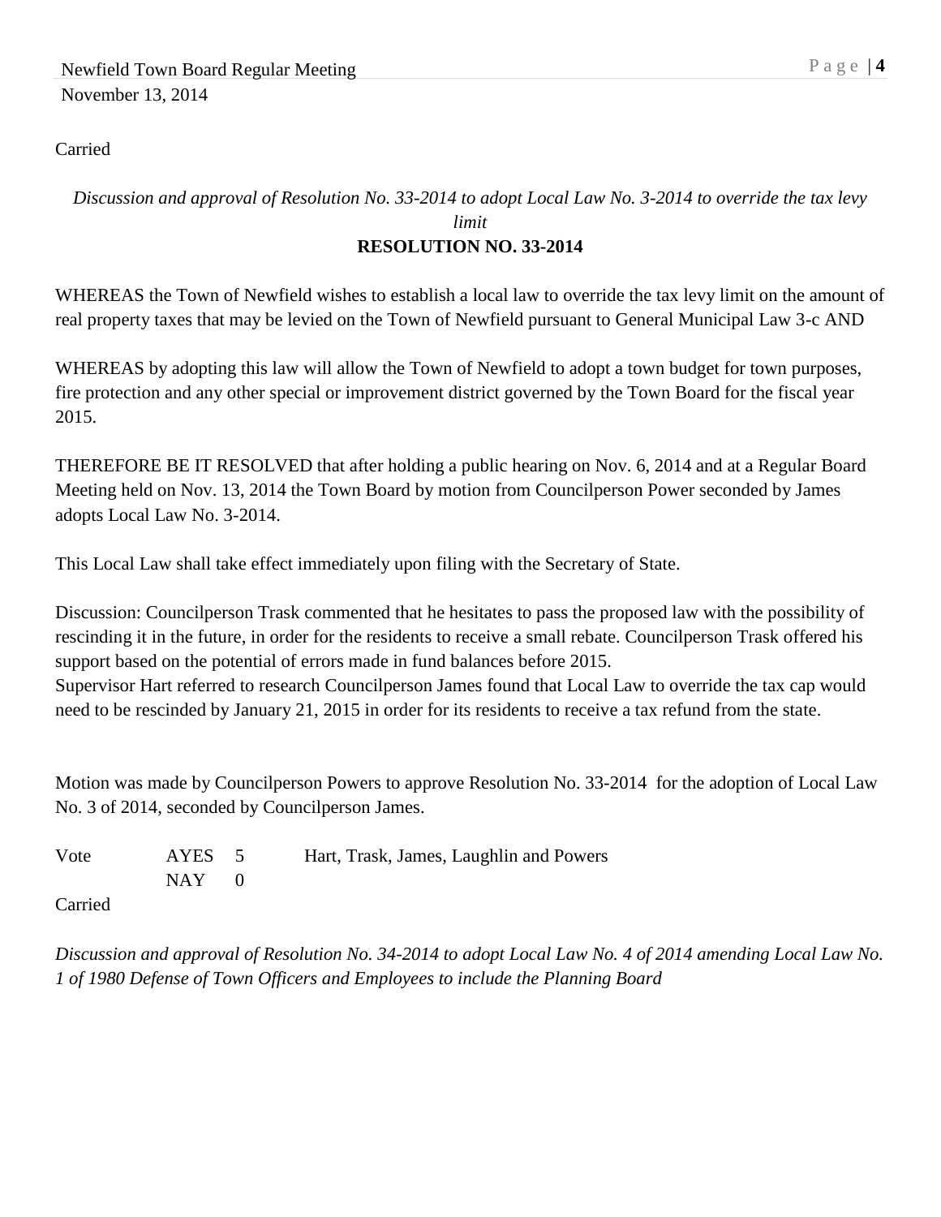Carried

*Discussion and approval of Resolution No. 33-2014 to adopt Local Law No. 3-2014 to override the tax levy limit*

**RESOLUTION NO. 33-2014**

WHEREAS the Town of Newfield wishes to establish a local law to override the tax levy limit on the amount of real property taxes that may be levied on the Town of Newfield pursuant to General Municipal Law 3-c AND

WHEREAS by adopting this law will allow the Town of Newfield to adopt a town budget for town purposes, fire protection and any other special or improvement district governed by the Town Board for the fiscal year 2015.

THEREFORE BE IT RESOLVED that after holding a public hearing on Nov. 6, 2014 and at a Regular Board Meeting held on Nov. 13, 2014 the Town Board by motion from Councilperson Power seconded by James adopts Local Law No. 3-2014.

This Local Law shall take effect immediately upon filing with the Secretary of State.

Discussion: Councilperson Trask commented that he hesitates to pass the proposed law with the possibility of rescinding it in the future, in order for the residents to receive a small rebate. Councilperson Trask offered his support based on the potential of errors made in fund balances before 2015.
Supervisor Hart referred to research Councilperson James found that Local Law to override the tax cap would need to be rescinded by January 21, 2015 in order for its residents to receive a tax refund from the state.

Motion was made by Councilperson Powers to approve Resolution No. 33-2014 for the adoption of Local Law No. 3 of 2014, seconded by Councilperson James.

| Vote | AYES | 5 | Hart, Trask, James, Laughlin and Powers |
|---|---|---|---|
| | NAY | 0 | |

Carried

*Discussion and approval of Resolution No. 34-2014 to adopt Local Law No. 4 of 2014 amending Local Law No. 1 of 1980 Defense of Town Officers and Employees to include the Planning Board*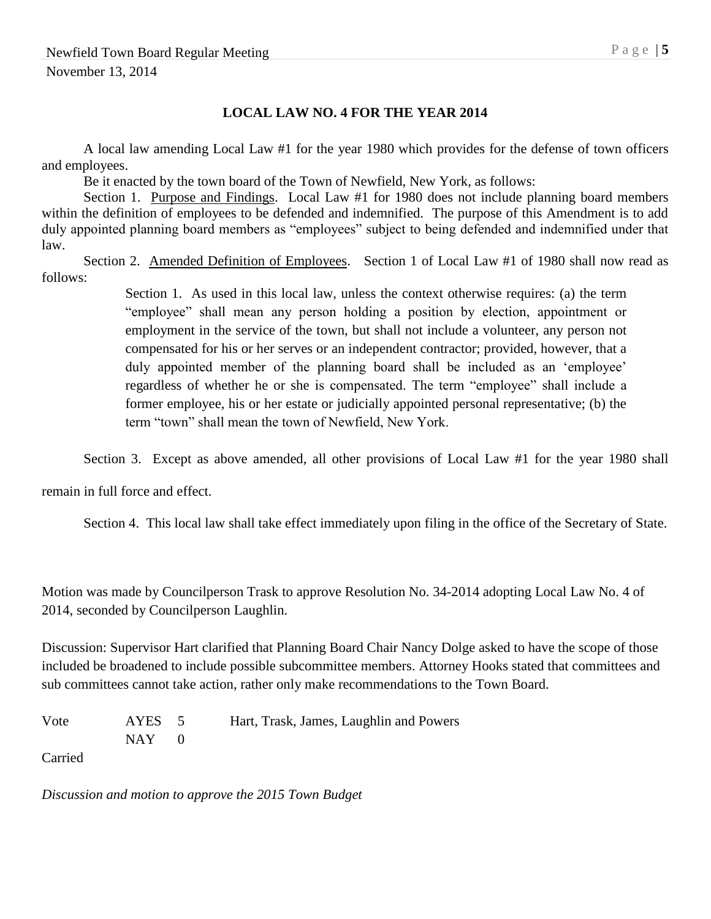## LOCAL LAW NO. 4 FOR THE YEAR 2014

A local law amending Local Law #1 for the year 1980 which provides for the defense of town officers and employees.

Be it enacted by the town board of the Town of Newfield, New York, as follows:

Section 1. Purpose and Findings. Local Law #1 for 1980 does not include planning board members within the definition of employees to be defended and indemnified. The purpose of this Amendment is to add duly appointed planning board members as "employees" subject to being defended and indemnified under that law.

Section 2. Amended Definition of Employees. Section 1 of Local Law #1 of 1980 shall now read as follows:

> Section 1. As used in this local law, unless the context otherwise requires: (a) the term "employee" shall mean any person holding a position by election, appointment or employment in the service of the town, but shall not include a volunteer, any person not compensated for his or her serves or an independent contractor; provided, however, that a duly appointed member of the planning board shall be included as an 'employee' regardless of whether he or she is compensated. The term "employee" shall include a former employee, his or her estate or judicially appointed personal representative; (b) the term "town" shall mean the town of Newfield, New York.

Section 3. Except as above amended, all other provisions of Local Law #1 for the year 1980 shall remain in full force and effect.

Section 4. This local law shall take effect immediately upon filing in the office of the Secretary of State.

Motion was made by Councilperson Trask to approve Resolution No. 34-2014 adopting Local Law No. 4 of 2014, seconded by Councilperson Laughlin.

Discussion: Supervisor Hart clarified that Planning Board Chair Nancy Dolge asked to have the scope of those included be broadened to include possible subcommittee members. Attorney Hooks stated that committees and sub committees cannot take action, rather only make recommendations to the Town Board.

| Vote | AYES | 5 | Hart, Trask, James, Laughlin and Powers |
|---|---|---|---|
| | NAY | 0 | |

Carried

*Discussion and motion to approve the 2015 Town Budget*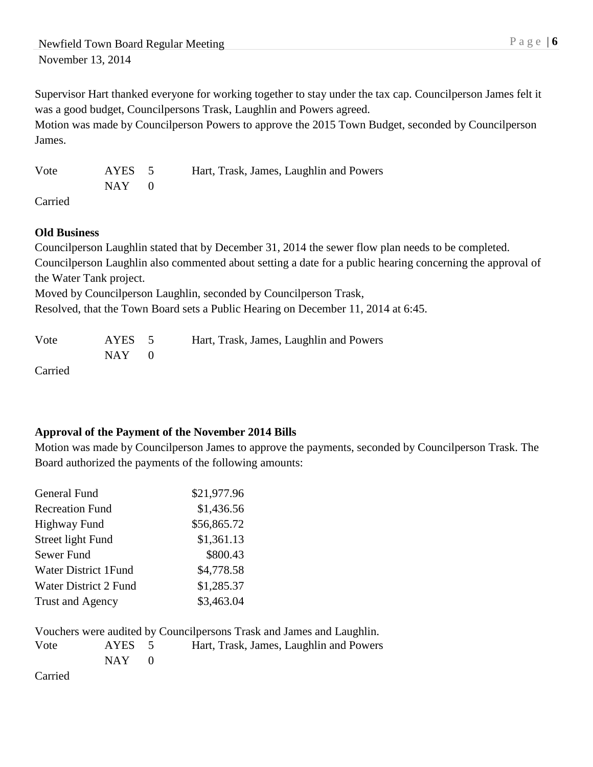Supervisor Hart thanked everyone for working together to stay under the tax cap. Councilperson James felt it was a good budget, Councilpersons Trask, Laughlin and Powers agreed.
Motion was made by Councilperson Powers to approve the 2015 Town Budget, seconded by Councilperson James.

| Vote | AYES | 5 | Hart, Trask, James, Laughlin and Powers |
|---|---|---|---|
| | NAY | 0 | |

Carried

**Old Business**

Councilperson Laughlin stated that by December 31, 2014 the sewer flow plan needs to be completed.
Councilperson Laughlin also commented about setting a date for a public hearing concerning the approval of the Water Tank project.
Moved by Councilperson Laughlin, seconded by Councilperson Trask,
Resolved, that the Town Board sets a Public Hearing on December 11, 2014 at 6:45.

| Vote | AYES | 5 | Hart, Trask, James, Laughlin and Powers |
|---|---|---|---|
| | NAY | 0 | |

Carried

**Approval of the Payment of the November 2014 Bills**

Motion was made by Councilperson James to approve the payments, seconded by Councilperson Trask. The Board authorized the payments of the following amounts:

| Fund | Amount |
|---|---|
| General Fund | $21,977.96 |
| Recreation Fund | $1,436.56 |
| Highway Fund | $56,865.72 |
| Street light Fund | $1,361.13 |
| Sewer Fund | $800.43 |
| Water District 1Fund | $4,778.58 |
| Water District 2 Fund | $1,285.37 |
| Trust and Agency | $3,463.04 |

Vouchers were audited by Councilpersons Trask and James and Laughlin.

| Vote | AYES | 5 | Hart, Trask, James, Laughlin and Powers |
|---|---|---|---|
| | NAY | 0 | |

Carried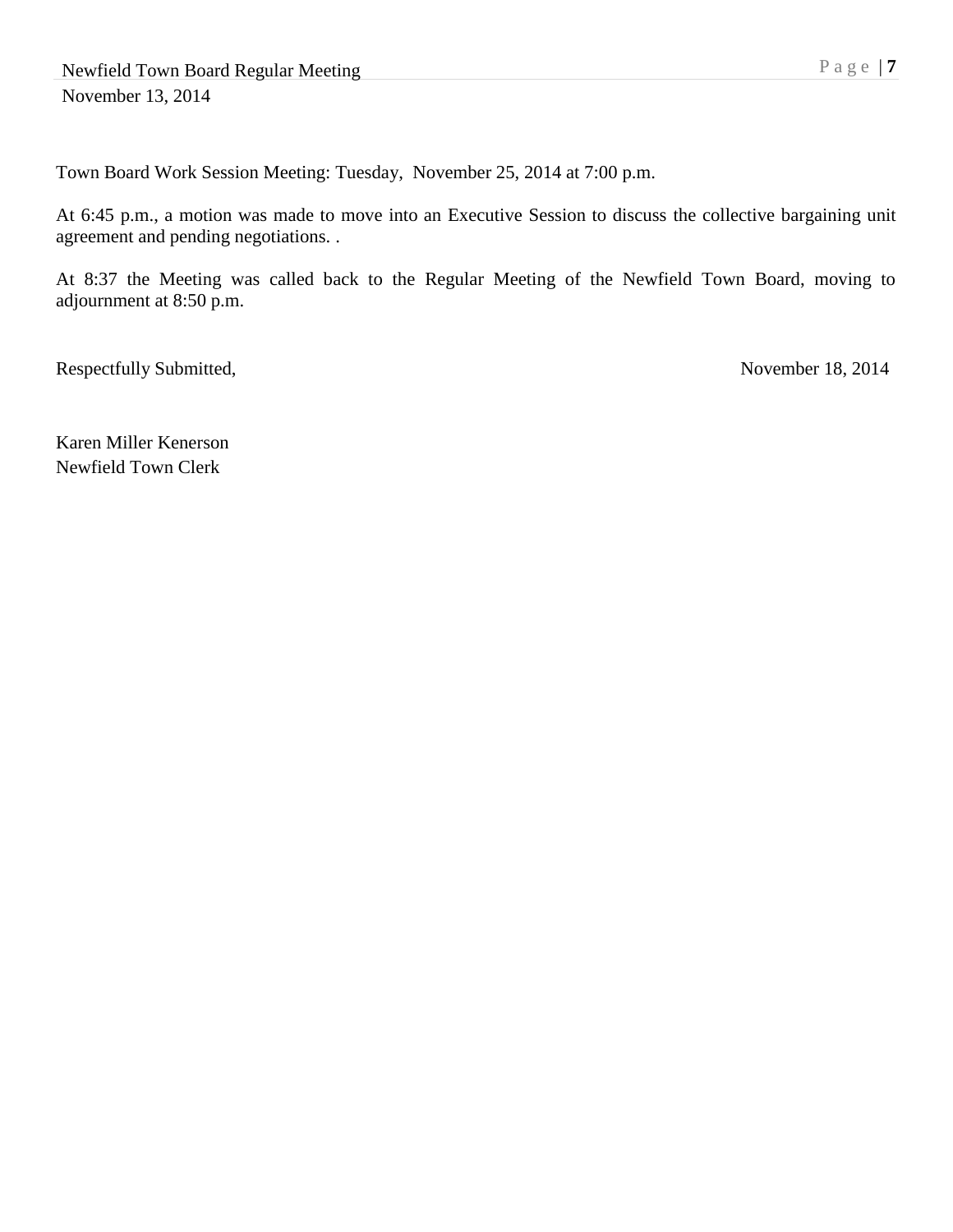Town Board Work Session Meeting: Tuesday, November 25, 2014 at 7:00 p.m.

At 6:45 p.m., a motion was made to move into an Executive Session to discuss the collective bargaining unit agreement and pending negotiations. .

At 8:37 the Meeting was called back to the Regular Meeting of the Newfield Town Board, moving to adjournment at 8:50 p.m.

Respectfully Submitted, November 18, 2014

Karen Miller Kenerson
Newfield Town Clerk